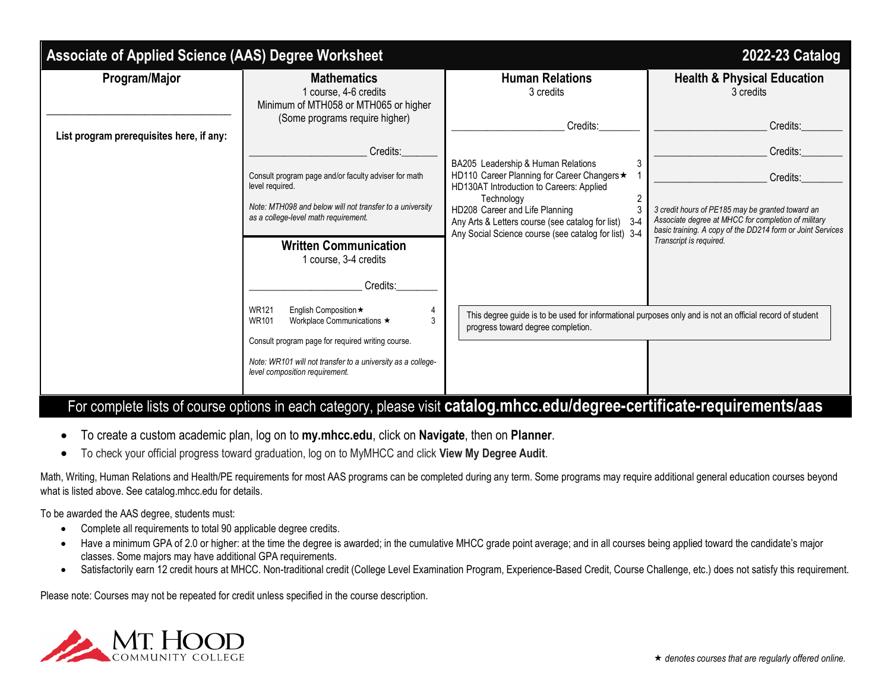# Associate of Applied Science (AAS) Degree Worksheet

**2022-23 Catalog**

## Program/Major

\_\_\_\_\_\_\_\_\_\_\_\_\_\_\_\_\_\_\_\_\_\_\_\_\_\_\_\_\_\_\_\_

**List program prerequisites here, if any:**

## Mathematics

1 course, 4-6 credits
Minimum of MTH058 or MTH065 or higher
(Some programs require higher)

\_\_\_\_\_\_\_\_\_\_\_\_\_\_\_\_\_\_\_\_ Credits:\_\_\_\_\_\_

Consult program page and/or faculty adviser for math level required.

*Note: MTH098 and below will not transfer to a university as a college-level math requirement.*

## Written Communication

1 course, 3-4 credits

\_\_\_\_\_\_\_\_\_\_\_\_\_\_\_\_\_\_\_\_ Credits:\_\_\_\_\_\_\_\_

| Course | Title | Credits |
|---|---|---|
| WR121 | English Composition ★ | 4 |
| WR101 | Workplace Communications ★ | 3 |

Consult program page for required writing course.

*Note: WR101 will not transfer to a university as a college-level composition requirement.*

## Human Relations

3 credits

\_\_\_\_\_\_\_\_\_\_\_\_\_\_\_\_\_\_\_\_ Credits:\_\_\_\_\_\_\_\_

| Course | Credits |
|---|---|
| BA205 Leadership & Human Relations | 3 |
| HD110 Career Planning for Career Changers ★ | 1 |
| HD130AT Introduction to Careers: Applied Technology | 2 |
| HD208 Career and Life Planning | 3 |
| Any Arts & Letters course (see catalog for list) | 3-4 |
| Any Social Science course (see catalog for list) | 3-4 |

## Health & Physical Education

3 credits

\_\_\_\_\_\_\_\_\_\_\_\_\_\_\_\_\_\_\_\_ Credits:\_\_\_\_\_\_\_\_

\_\_\_\_\_\_\_\_\_\_\_\_\_\_\_\_\_\_\_\_ Credits:\_\_\_\_\_\_\_\_

\_\_\_\_\_\_\_\_\_\_\_\_\_\_\_\_\_\_\_\_ Credits:\_\_\_\_\_\_\_\_

*3 credit hours of PE185 may be granted toward an Associate degree at MHCC for completion of military basic training. A copy of the DD214 form or Joint Services Transcript is required.*

This degree guide is to be used for informational purposes only and is not an official record of student progress toward degree completion.

For complete lists of course options in each category, please visit **catalog.mhcc.edu/degree-certificate-requirements/aas**

- To create a custom academic plan, log on to **my.mhcc.edu**, click on **Navigate**, then on **Planner**.
- To check your official progress toward graduation, log on to MyMHCC and click **View My Degree Audit**.

Math, Writing, Human Relations and Health/PE requirements for most AAS programs can be completed during any term. Some programs may require additional general education courses beyond what is listed above. See catalog.mhcc.edu for details.

To be awarded the AAS degree, students must:

- Complete all requirements to total 90 applicable degree credits.
- Have a minimum GPA of 2.0 or higher: at the time the degree is awarded; in the cumulative MHCC grade point average; and in all courses being applied toward the candidate's major classes. Some majors may have additional GPA requirements.
- Satisfactorily earn 12 credit hours at MHCC. Non-traditional credit (College Level Examination Program, Experience-Based Credit, Course Challenge, etc.) does not satisfy this requirement.

Please note: Courses may not be repeated for credit unless specified in the course description.

MT. HOOD COMMUNITY COLLEGE

*★ denotes courses that are regularly offered online.*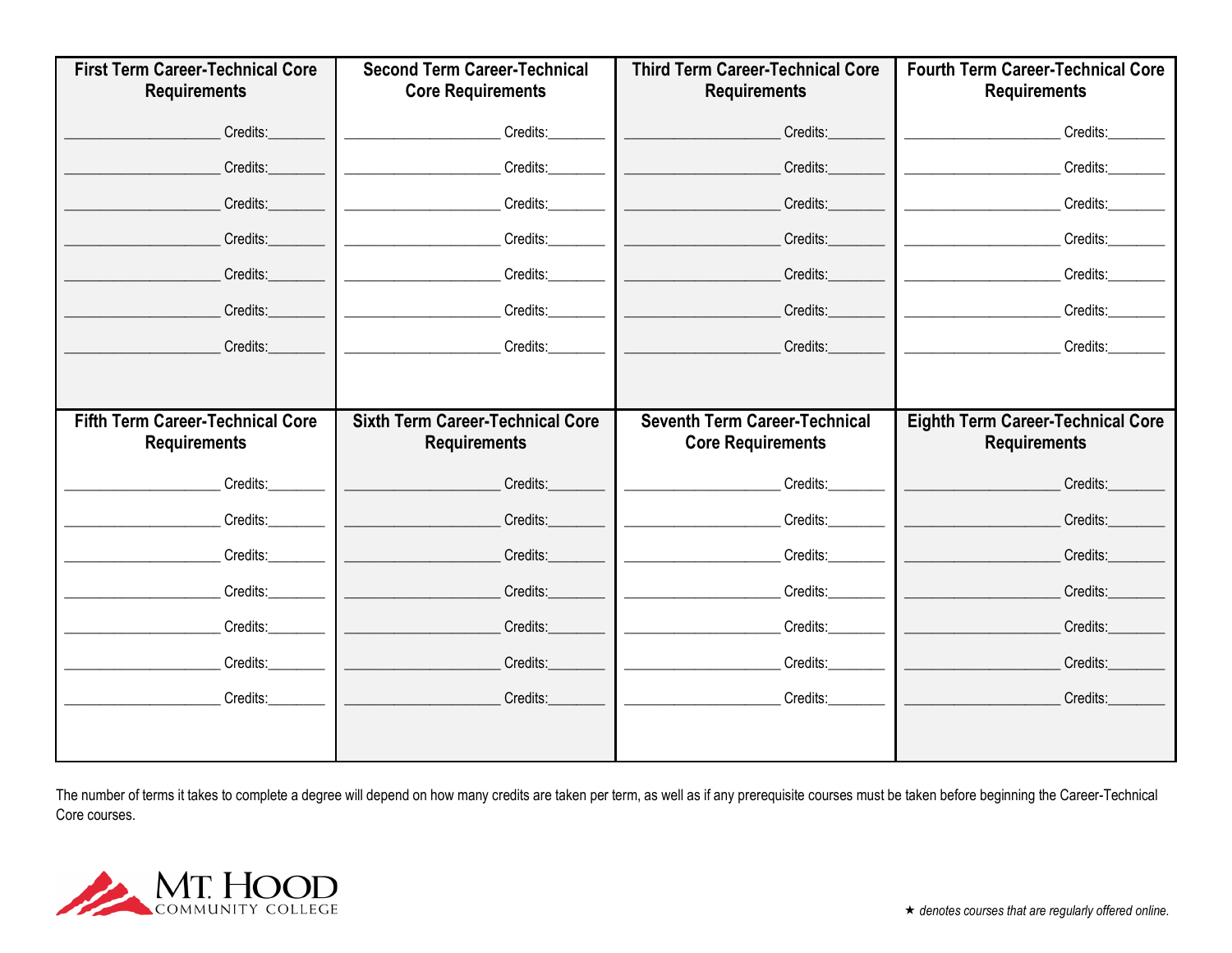| First Term Career-Technical Core Requirements | Second Term Career-Technical Core Requirements | Third Term Career-Technical Core Requirements | Fourth Term Career-Technical Core Requirements |
| --- | --- | --- | --- |
| ____________________ Credits:________ | ____________________ Credits:________ | ____________________ Credits:________ | ____________________ Credits:________ |
| ____________________ Credits:________ | ____________________ Credits:________ | ____________________ Credits:________ | ____________________ Credits:________ |
| ____________________ Credits:________ | ____________________ Credits:________ | ____________________ Credits:________ | ____________________ Credits:________ |
| ____________________ Credits:________ | ____________________ Credits:________ | ____________________ Credits:________ | ____________________ Credits:________ |
| ____________________ Credits:________ | ____________________ Credits:________ | ____________________ Credits:________ | ____________________ Credits:________ |
| ____________________ Credits:________ | ____________________ Credits:________ | ____________________ Credits:________ | ____________________ Credits:________ |
| ____________________ Credits:________ | ____________________ Credits:________ | ____________________ Credits:________ | ____________________ Credits:________ |

| Fifth Term Career-Technical Core Requirements | Sixth Term Career-Technical Core Requirements | Seventh Term Career-Technical Core Requirements | Eighth Term Career-Technical Core Requirements |
| --- | --- | --- | --- |
| ____________________ Credits:________ | ____________________ Credits:________ | ____________________ Credits:________ | ____________________ Credits:________ |
| ____________________ Credits:________ | ____________________ Credits:________ | ____________________ Credits:________ | ____________________ Credits:________ |
| ____________________ Credits:________ | ____________________ Credits:________ | ____________________ Credits:________ | ____________________ Credits:________ |
| ____________________ Credits:________ | ____________________ Credits:________ | ____________________ Credits:________ | ____________________ Credits:________ |
| ____________________ Credits:________ | ____________________ Credits:________ | ____________________ Credits:________ | ____________________ Credits:________ |
| ____________________ Credits:________ | ____________________ Credits:________ | ____________________ Credits:________ | ____________________ Credits:________ |
| ____________________ Credits:________ | ____________________ Credits:________ | ____________________ Credits:________ | ____________________ Credits:________ |

The number of terms it takes to complete a degree will depend on how many credits are taken per term, as well as if any prerequisite courses must be taken before beginning the Career-Technical Core courses.

MT. HOOD COMMUNITY COLLEGE

★ *denotes courses that are regularly offered online.*